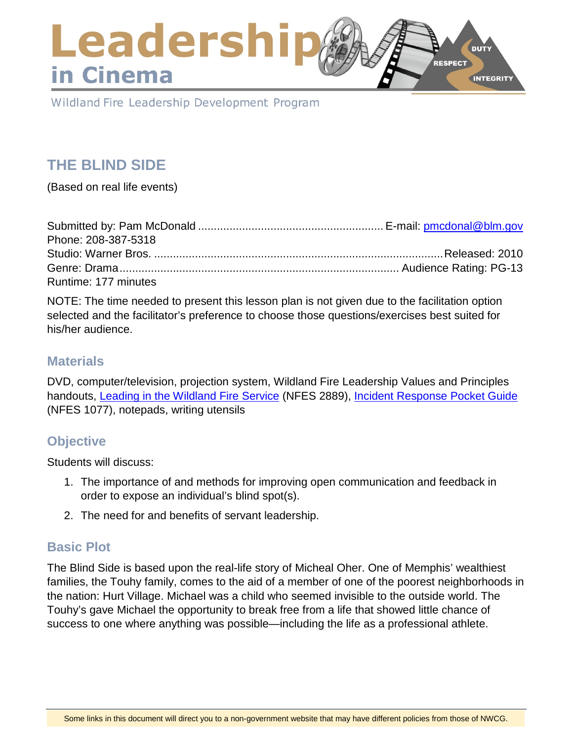# Leadership in Cinema

Wildland Fire Leadership Development Program

## THE BLIND SIDE

(Based on real life events)

Submitted by: Pam McDonald .......................................................... E-mail: [pmcdonal@blm.gov](mailto:pmcdonal@blm.gov)
Phone: 208-387-5318
Studio: Warner Bros. ............................................................................................Released: 2010
Genre: Drama........................................................................................ Audience Rating: PG-13
Runtime: 177 minutes

NOTE: The time needed to present this lesson plan is not given due to the facilitation option selected and the facilitator's preference to choose those questions/exercises best suited for his/her audience.

### Materials

DVD, computer/television, projection system, Wildland Fire Leadership Values and Principles handouts, [Leading in the Wildland Fire Service](#) (NFES 2889), [Incident Response Pocket Guide](#) (NFES 1077), notepads, writing utensils

### Objective

Students will discuss:

1. The importance of and methods for improving open communication and feedback in order to expose an individual's blind spot(s).
2. The need for and benefits of servant leadership.

### Basic Plot

The Blind Side is based upon the real-life story of Micheal Oher. One of Memphis' wealthiest families, the Touhy family, comes to the aid of a member of one of the poorest neighborhoods in the nation: Hurt Village. Michael was a child who seemed invisible to the outside world. The Touhy's gave Michael the opportunity to break free from a life that showed little chance of success to one where anything was possible—including the life as a professional athlete.

Some links in this document will direct you to a non-government website that may have different policies from those of NWCG.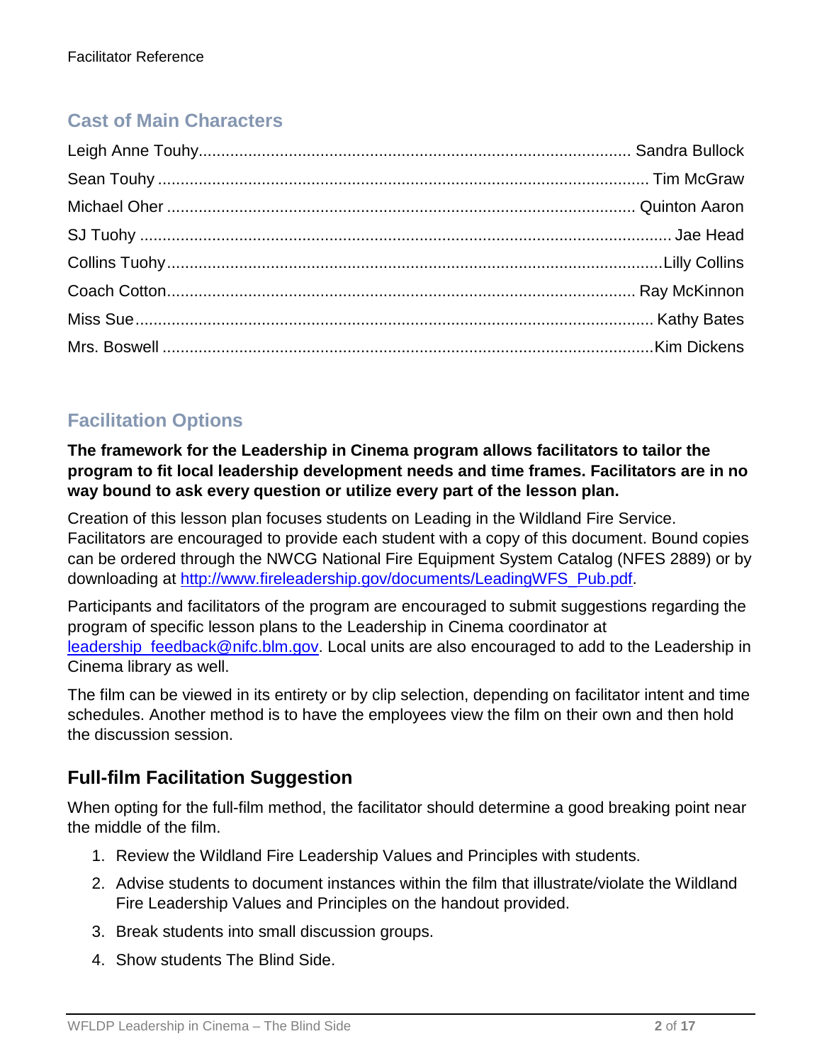## Cast of Main Characters

| Character | Actor |
| --- | --- |
| Leigh Anne Touhy | Sandra Bullock |
| Sean Touhy | Tim McGraw |
| Michael Oher | Quinton Aaron |
| SJ Tuohy | Jae Head |
| Collins Tuohy | Lilly Collins |
| Coach Cotton | Ray McKinnon |
| Miss Sue | Kathy Bates |
| Mrs. Boswell | Kim Dickens |

## Facilitation Options

**The framework for the Leadership in Cinema program allows facilitators to tailor the program to fit local leadership development needs and time frames. Facilitators are in no way bound to ask every question or utilize every part of the lesson plan.**

Creation of this lesson plan focuses students on Leading in the Wildland Fire Service. Facilitators are encouraged to provide each student with a copy of this document. Bound copies can be ordered through the NWCG National Fire Equipment System Catalog (NFES 2889) or by downloading at http://www.fireleadership.gov/documents/LeadingWFS_Pub.pdf.

Participants and facilitators of the program are encouraged to submit suggestions regarding the program of specific lesson plans to the Leadership in Cinema coordinator at leadership_feedback@nifc.blm.gov. Local units are also encouraged to add to the Leadership in Cinema library as well.

The film can be viewed in its entirety or by clip selection, depending on facilitator intent and time schedules. Another method is to have the employees view the film on their own and then hold the discussion session.

### Full-film Facilitation Suggestion

When opting for the full-film method, the facilitator should determine a good breaking point near the middle of the film.

1. Review the Wildland Fire Leadership Values and Principles with students.
2. Advise students to document instances within the film that illustrate/violate the Wildland Fire Leadership Values and Principles on the handout provided.
3. Break students into small discussion groups.
4. Show students The Blind Side.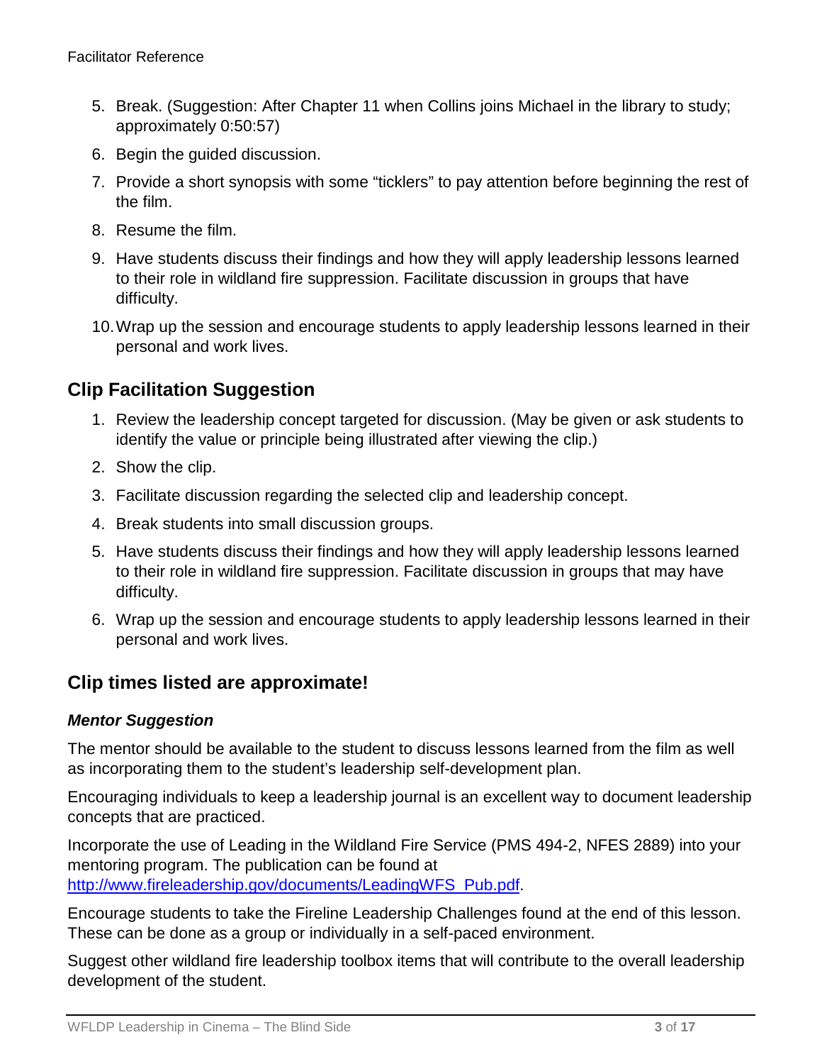5. Break. (Suggestion: After Chapter 11 when Collins joins Michael in the library to study; approximately 0:50:57)
6. Begin the guided discussion.
7. Provide a short synopsis with some "ticklers" to pay attention before beginning the rest of the film.
8. Resume the film.
9. Have students discuss their findings and how they will apply leadership lessons learned to their role in wildland fire suppression. Facilitate discussion in groups that have difficulty.
10. Wrap up the session and encourage students to apply leadership lessons learned in their personal and work lives.

## Clip Facilitation Suggestion

1. Review the leadership concept targeted for discussion. (May be given or ask students to identify the value or principle being illustrated after viewing the clip.)
2. Show the clip.
3. Facilitate discussion regarding the selected clip and leadership concept.
4. Break students into small discussion groups.
5. Have students discuss their findings and how they will apply leadership lessons learned to their role in wildland fire suppression. Facilitate discussion in groups that may have difficulty.
6. Wrap up the session and encourage students to apply leadership lessons learned in their personal and work lives.

## Clip times listed are approximate!

### *Mentor Suggestion*

The mentor should be available to the student to discuss lessons learned from the film as well as incorporating them to the student's leadership self-development plan.

Encouraging individuals to keep a leadership journal is an excellent way to document leadership concepts that are practiced.

Incorporate the use of Leading in the Wildland Fire Service (PMS 494-2, NFES 2889) into your mentoring program. The publication can be found at http://www.fireleadership.gov/documents/LeadingWFS_Pub.pdf.

Encourage students to take the Fireline Leadership Challenges found at the end of this lesson. These can be done as a group or individually in a self-paced environment.

Suggest other wildland fire leadership toolbox items that will contribute to the overall leadership development of the student.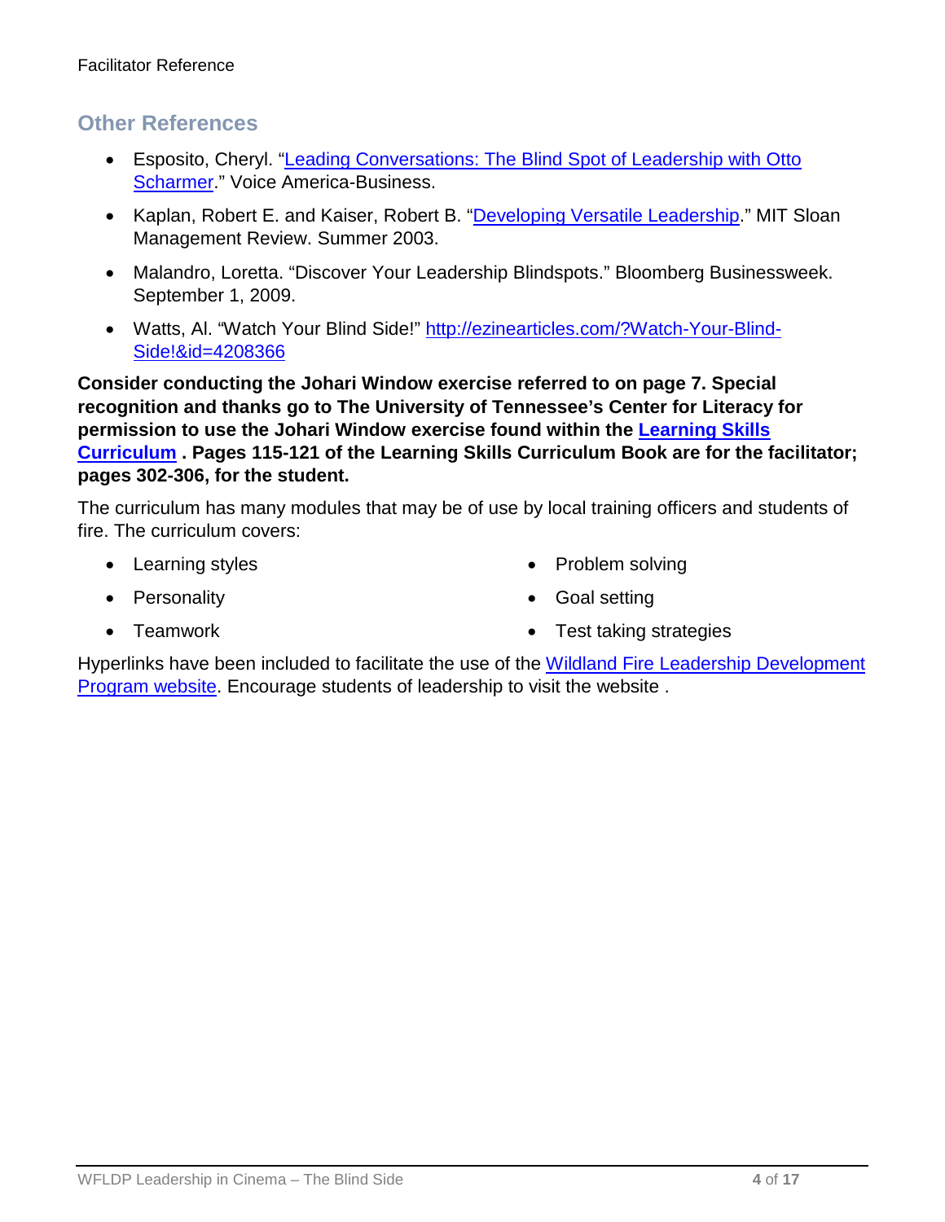## Other References

- Esposito, Cheryl. "Leading Conversations: The Blind Spot of Leadership with Otto Scharmer." Voice America-Business.
- Kaplan, Robert E. and Kaiser, Robert B. "Developing Versatile Leadership." MIT Sloan Management Review. Summer 2003.
- Malandro, Loretta. "Discover Your Leadership Blindspots." Bloomberg Businessweek. September 1, 2009.
- Watts, Al. "Watch Your Blind Side!" http://ezinearticles.com/?Watch-Your-Blind-Side!&id=4208366

**Consider conducting the Johari Window exercise referred to on page 7. Special recognition and thanks go to The University of Tennessee's Center for Literacy for permission to use the Johari Window exercise found within the Learning Skills Curriculum . Pages 115-121 of the Learning Skills Curriculum Book are for the facilitator; pages 302-306, for the student.**

The curriculum has many modules that may be of use by local training officers and students of fire. The curriculum covers:

- Learning styles
- Personality
- Teamwork
- Problem solving
- Goal setting
- Test taking strategies

Hyperlinks have been included to facilitate the use of the Wildland Fire Leadership Development Program website. Encourage students of leadership to visit the website .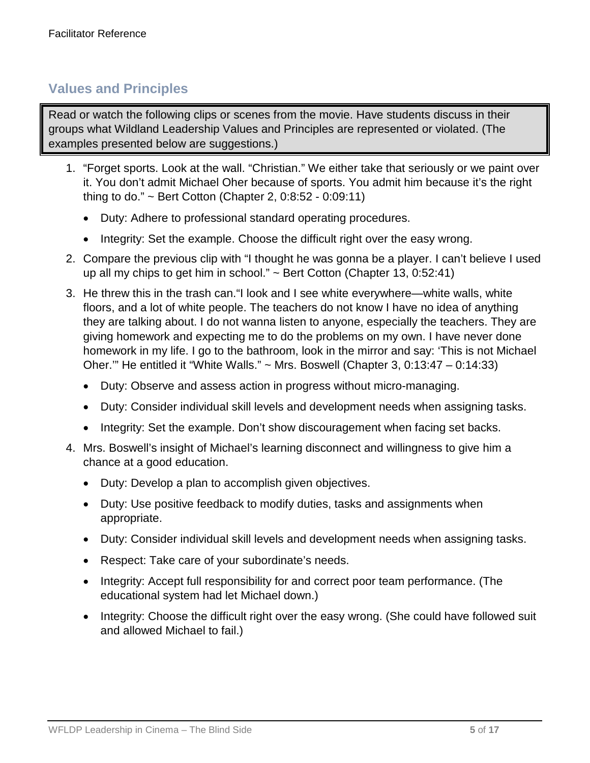## Values and Principles

Read or watch the following clips or scenes from the movie. Have students discuss in their groups what Wildland Leadership Values and Principles are represented or violated. (The examples presented below are suggestions.)

1. "Forget sports. Look at the wall. "Christian." We either take that seriously or we paint over it. You don't admit Michael Oher because of sports. You admit him because it's the right thing to do." ~ Bert Cotton (Chapter 2, 0:8:52 - 0:09:11)
    - Duty: Adhere to professional standard operating procedures.
    - Integrity: Set the example. Choose the difficult right over the easy wrong.
2. Compare the previous clip with "I thought he was gonna be a player. I can't believe I used up all my chips to get him in school." ~ Bert Cotton (Chapter 13, 0:52:41)
3. He threw this in the trash can."I look and I see white everywhere—white walls, white floors, and a lot of white people. The teachers do not know I have no idea of anything they are talking about. I do not wanna listen to anyone, especially the teachers. They are giving homework and expecting me to do the problems on my own. I have never done homework in my life. I go to the bathroom, look in the mirror and say: 'This is not Michael Oher.'" He entitled it "White Walls." ~ Mrs. Boswell (Chapter 3, 0:13:47 – 0:14:33)
    - Duty: Observe and assess action in progress without micro-managing.
    - Duty: Consider individual skill levels and development needs when assigning tasks.
    - Integrity: Set the example. Don't show discouragement when facing set backs.
4. Mrs. Boswell's insight of Michael's learning disconnect and willingness to give him a chance at a good education.
    - Duty: Develop a plan to accomplish given objectives.
    - Duty: Use positive feedback to modify duties, tasks and assignments when appropriate.
    - Duty: Consider individual skill levels and development needs when assigning tasks.
    - Respect: Take care of your subordinate's needs.
    - Integrity: Accept full responsibility for and correct poor team performance. (The educational system had let Michael down.)
    - Integrity: Choose the difficult right over the easy wrong. (She could have followed suit and allowed Michael to fail.)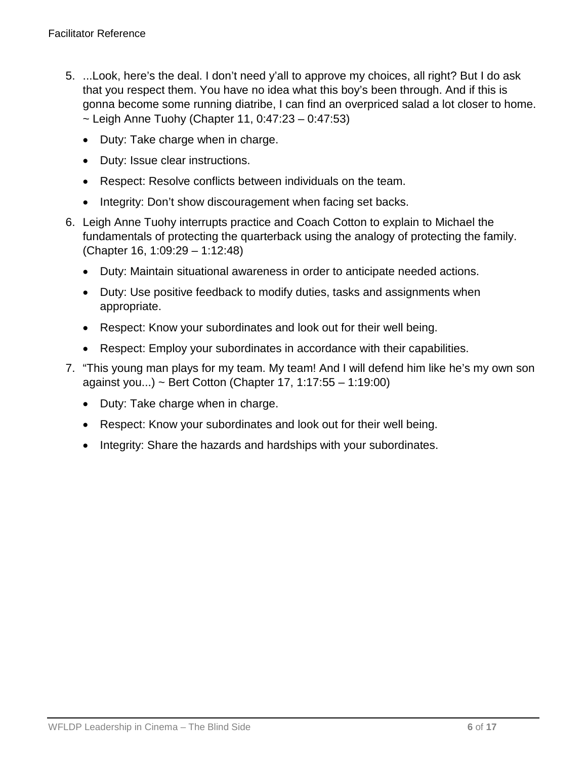5. ...Look, here’s the deal. I don’t need y’all to approve my choices, all right? But I do ask that you respect them. You have no idea what this boy’s been through. And if this is gonna become some running diatribe, I can find an overpriced salad a lot closer to home. ~ Leigh Anne Tuohy (Chapter 11, 0:47:23 – 0:47:53)

   - Duty: Take charge when in charge.
   - Duty: Issue clear instructions.
   - Respect: Resolve conflicts between individuals on the team.
   - Integrity: Don’t show discouragement when facing set backs.

6. Leigh Anne Tuohy interrupts practice and Coach Cotton to explain to Michael the fundamentals of protecting the quarterback using the analogy of protecting the family. (Chapter 16, 1:09:29 – 1:12:48)

   - Duty: Maintain situational awareness in order to anticipate needed actions.
   - Duty: Use positive feedback to modify duties, tasks and assignments when appropriate.
   - Respect: Know your subordinates and look out for their well being.
   - Respect: Employ your subordinates in accordance with their capabilities.

7. “This young man plays for my team. My team! And I will defend him like he’s my own son against you...) ~ Bert Cotton (Chapter 17, 1:17:55 – 1:19:00)

   - Duty: Take charge when in charge.
   - Respect: Know your subordinates and look out for their well being.
   - Integrity: Share the hazards and hardships with your subordinates.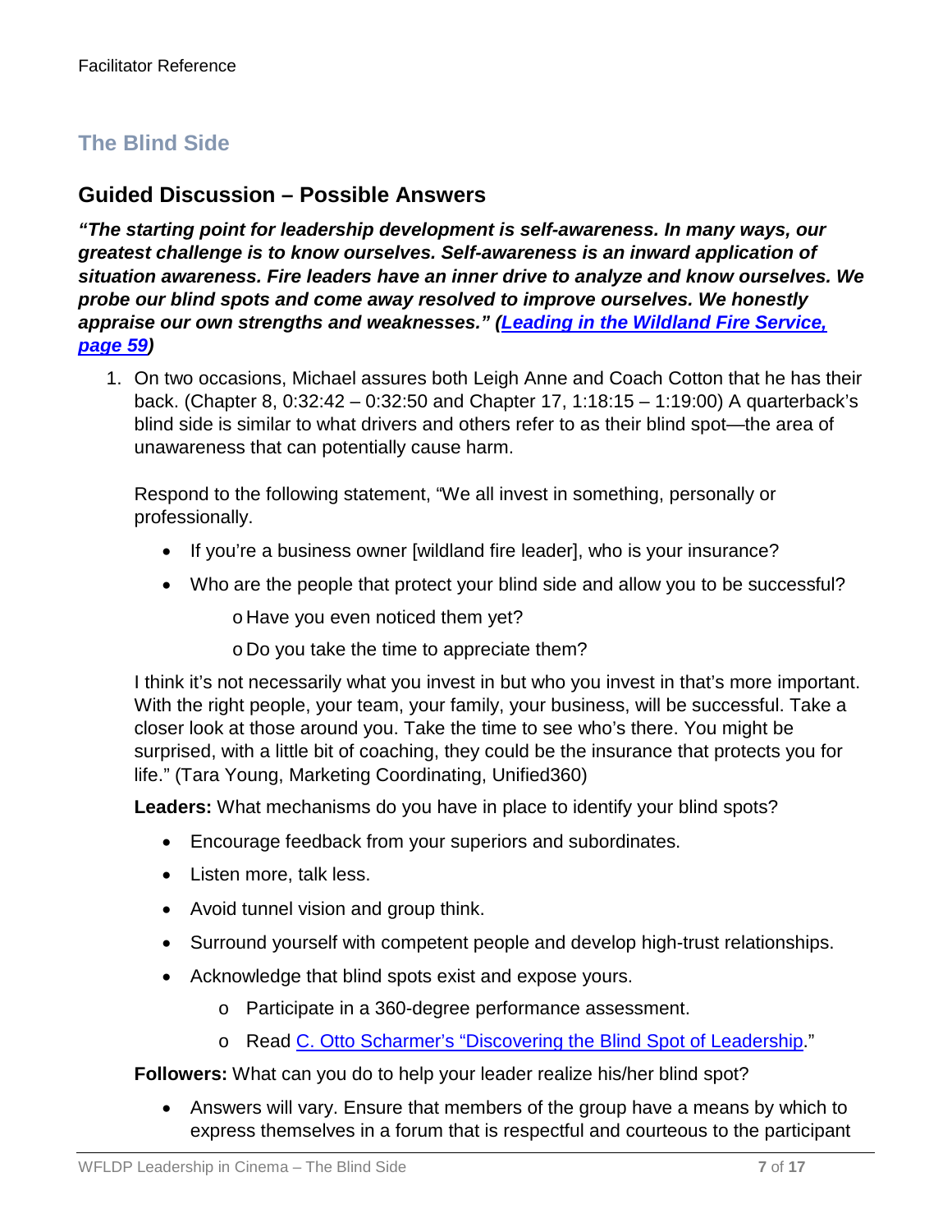## The Blind Side

## Guided Discussion – Possible Answers

***"The starting point for leadership development is self-awareness. In many ways, our greatest challenge is to know ourselves. Self-awareness is an inward application of situation awareness. Fire leaders have an inner drive to analyze and know ourselves. We probe our blind spots and come away resolved to improve ourselves. We honestly appraise our own strengths and weaknesses." (Leading in the Wildland Fire Service, page 59)***

1. On two occasions, Michael assures both Leigh Anne and Coach Cotton that he has their back. (Chapter 8, 0:32:42 – 0:32:50 and Chapter 17, 1:18:15 – 1:19:00) A quarterback's blind side is similar to what drivers and others refer to as their blind spot—the area of unawareness that can potentially cause harm.

   Respond to the following statement, "We all invest in something, personally or professionally.

   - If you're a business owner [wildland fire leader], who is your insurance?
   - Who are the people that protect your blind side and allow you to be successful?
     - Have you even noticed them yet?
     - Do you take the time to appreciate them?

   I think it's not necessarily what you invest in but who you invest in that's more important. With the right people, your team, your family, your business, will be successful. Take a closer look at those around you. Take the time to see who's there. You might be surprised, with a little bit of coaching, they could be the insurance that protects you for life." (Tara Young, Marketing Coordinating, Unified360)

   **Leaders:** What mechanisms do you have in place to identify your blind spots?

   - Encourage feedback from your superiors and subordinates.
   - Listen more, talk less.
   - Avoid tunnel vision and group think.
   - Surround yourself with competent people and develop high-trust relationships.
   - Acknowledge that blind spots exist and expose yours.
     - Participate in a 360-degree performance assessment.
     - Read C. Otto Scharmer's "Discovering the Blind Spot of Leadership."

   **Followers:** What can you do to help your leader realize his/her blind spot?

   - Answers will vary. Ensure that members of the group have a means by which to express themselves in a forum that is respectful and courteous to the participant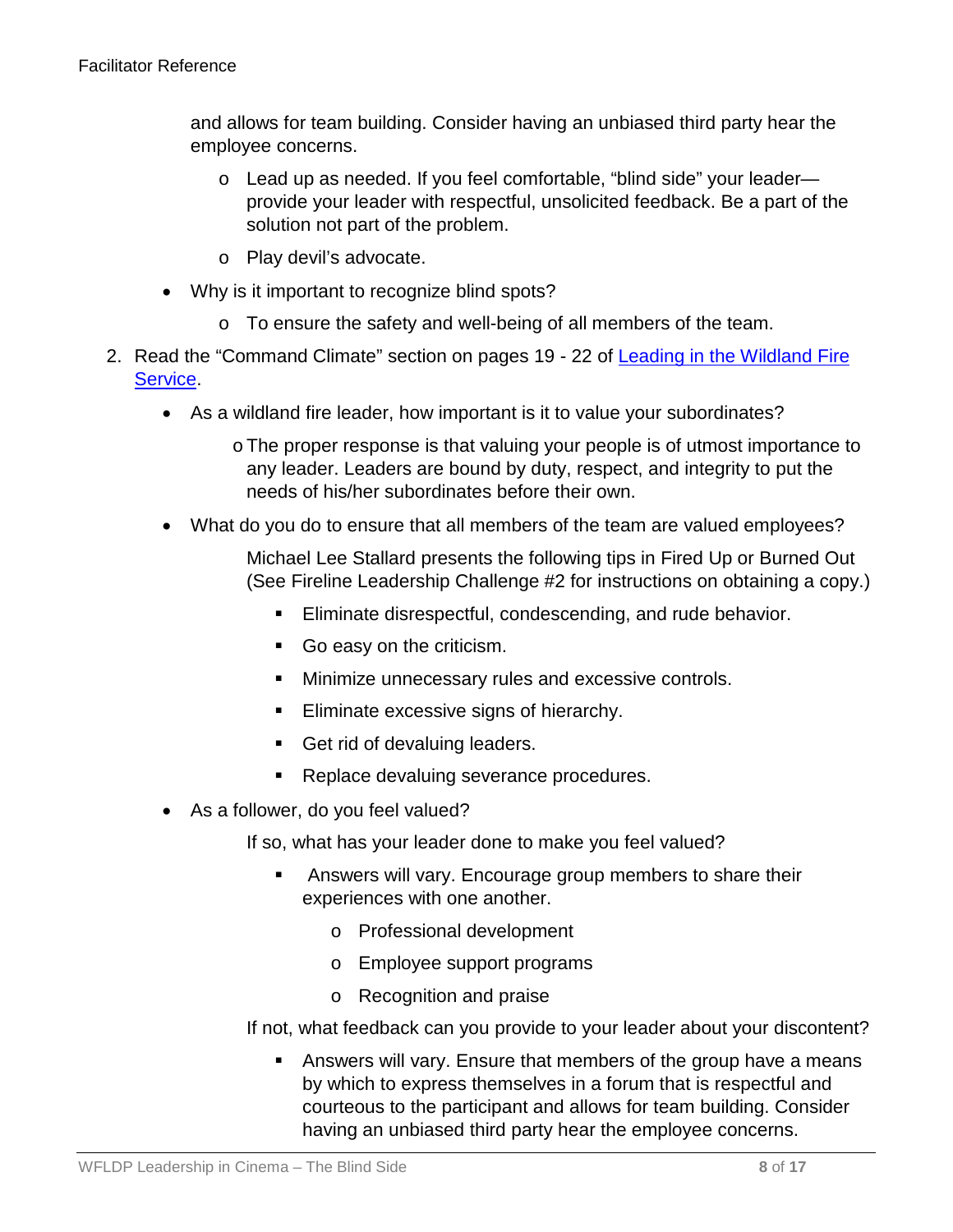and allows for team building. Consider having an unbiased third party hear the employee concerns.

  - Lead up as needed. If you feel comfortable, "blind side" your leader—provide your leader with respectful, unsolicited feedback. Be a part of the solution not part of the problem.
  - Play devil's advocate.

- Why is it important to recognize blind spots?
  - To ensure the safety and well-being of all members of the team.

2. Read the "Command Climate" section on pages 19 - 22 of [Leading in the Wildland Fire Service](#).

   - As a wildland fire leader, how important is it to value your subordinates?
     - The proper response is that valuing your people is of utmost importance to any leader. Leaders are bound by duty, respect, and integrity to put the needs of his/her subordinates before their own.
   - What do you do to ensure that all members of the team are valued employees?

     Michael Lee Stallard presents the following tips in Fired Up or Burned Out (See Fireline Leadership Challenge #2 for instructions on obtaining a copy.)

     - Eliminate disrespectful, condescending, and rude behavior.
     - Go easy on the criticism.
     - Minimize unnecessary rules and excessive controls.
     - Eliminate excessive signs of hierarchy.
     - Get rid of devaluing leaders.
     - Replace devaluing severance procedures.
   - As a follower, do you feel valued?

     If so, what has your leader done to make you feel valued?

     - Answers will vary. Encourage group members to share their experiences with one another.
       - Professional development
       - Employee support programs
       - Recognition and praise

     If not, what feedback can you provide to your leader about your discontent?

     - Answers will vary. Ensure that members of the group have a means by which to express themselves in a forum that is respectful and courteous to the participant and allows for team building. Consider having an unbiased third party hear the employee concerns.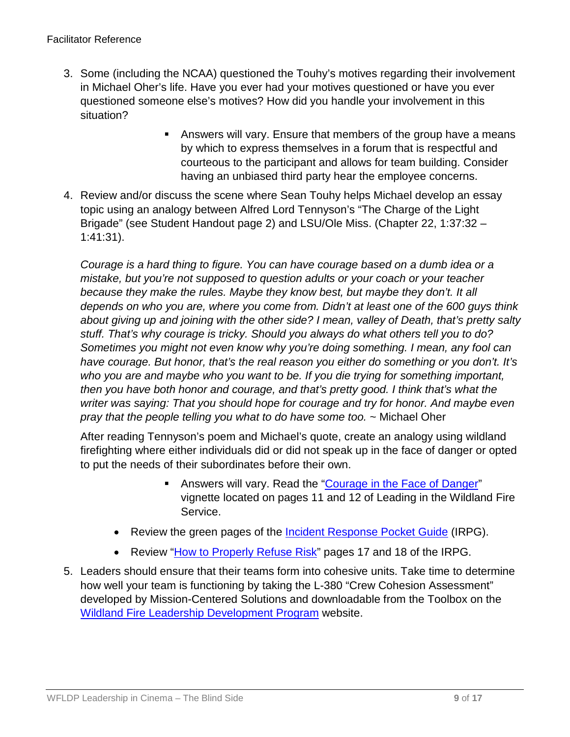3. Some (including the NCAA) questioned the Touhy's motives regarding their involvement in Michael Oher's life. Have you ever had your motives questioned or have you ever questioned someone else's motives? How did you handle your involvement in this situation?

    - Answers will vary. Ensure that members of the group have a means by which to express themselves in a forum that is respectful and courteous to the participant and allows for team building. Consider having an unbiased third party hear the employee concerns.

4. Review and/or discuss the scene where Sean Touhy helps Michael develop an essay topic using an analogy between Alfred Lord Tennyson's "The Charge of the Light Brigade" (see Student Handout page 2) and LSU/Ole Miss. (Chapter 22, 1:37:32 – 1:41:31).

    *Courage is a hard thing to figure. You can have courage based on a dumb idea or a mistake, but you're not supposed to question adults or your coach or your teacher because they make the rules. Maybe they know best, but maybe they don't. It all depends on who you are, where you come from. Didn't at least one of the 600 guys think about giving up and joining with the other side? I mean, valley of Death, that's pretty salty stuff. That's why courage is tricky. Should you always do what others tell you to do? Sometimes you might not even know why you're doing something. I mean, any fool can have courage. But honor, that's the real reason you either do something or you don't. It's who you are and maybe who you want to be. If you die trying for something important, then you have both honor and courage, and that's pretty good. I think that's what the writer was saying: That you should hope for courage and try for honor. And maybe even pray that the people telling you what to do have some too.* ~ Michael Oher

    After reading Tennyson's poem and Michael's quote, create an analogy using wildland firefighting where either individuals did or did not speak up in the face of danger or opted to put the needs of their subordinates before their own.

    - Answers will vary. Read the "[Courage in the Face of Danger]" vignette located on pages 11 and 12 of Leading in the Wildland Fire Service.

   - Review the green pages of the [Incident Response Pocket Guide] (IRPG).
   - Review "[How to Properly Refuse Risk]" pages 17 and 18 of the IRPG.

5. Leaders should ensure that their teams form into cohesive units. Take time to determine how well your team is functioning by taking the L-380 "Crew Cohesion Assessment" developed by Mission-Centered Solutions and downloadable from the Toolbox on the [Wildland Fire Leadership Development Program] website.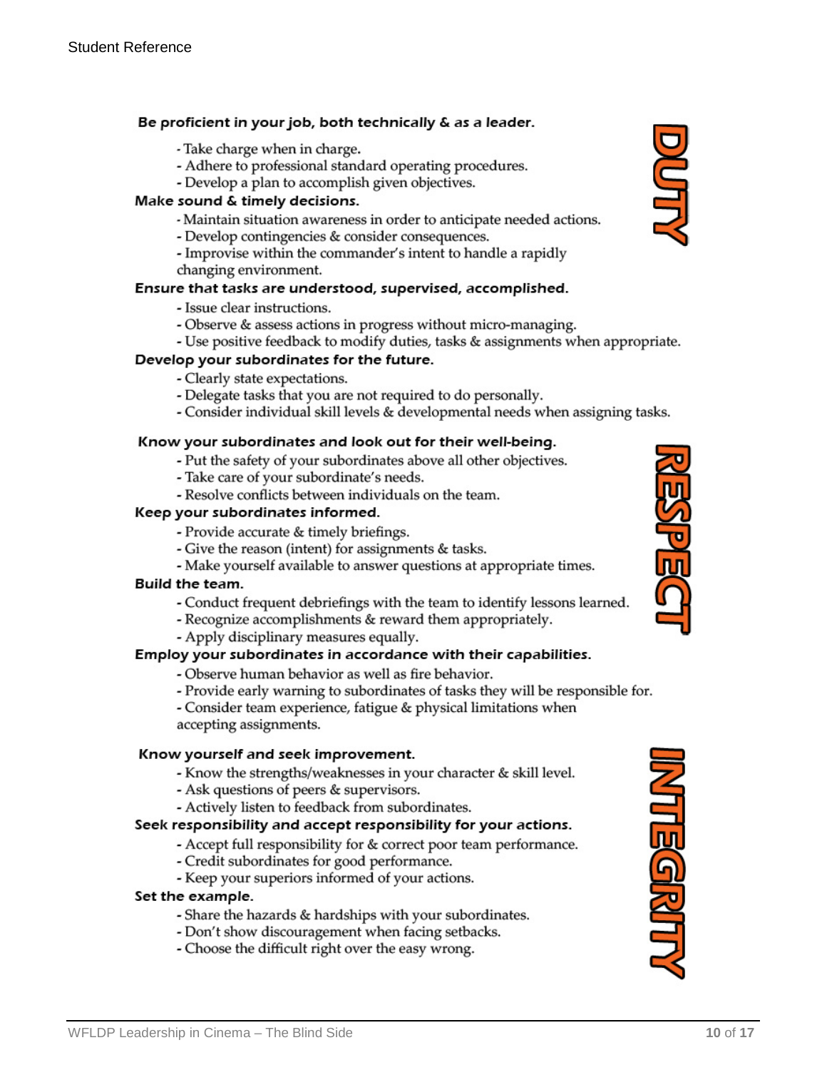## DUTY

**Be proficient in your job, both technically & as a leader.**

- Take charge when in charge.
- Adhere to professional standard operating procedures.
- Develop a plan to accomplish given objectives.

**Make sound & timely decisions.**

- Maintain situation awareness in order to anticipate needed actions.
- Develop contingencies & consider consequences.
- Improvise within the commander's intent to handle a rapidly changing environment.

**Ensure that tasks are understood, supervised, accomplished.**

- Issue clear instructions.
- Observe & assess actions in progress without micro-managing.
- Use positive feedback to modify duties, tasks & assignments when appropriate.

**Develop your subordinates for the future.**

- Clearly state expectations.
- Delegate tasks that you are not required to do personally.
- Consider individual skill levels & developmental needs when assigning tasks.

## RESPECT

**Know your subordinates and look out for their well-being.**

- Put the safety of your subordinates above all other objectives.
- Take care of your subordinate's needs.
- Resolve conflicts between individuals on the team.

**Keep your subordinates informed.**

- Provide accurate & timely briefings.
- Give the reason (intent) for assignments & tasks.
- Make yourself available to answer questions at appropriate times.

**Build the team.**

- Conduct frequent debriefings with the team to identify lessons learned.
- Recognize accomplishments & reward them appropriately.
- Apply disciplinary measures equally.

**Employ your subordinates in accordance with their capabilities.**

- Observe human behavior as well as fire behavior.
- Provide early warning to subordinates of tasks they will be responsible for.
- Consider team experience, fatigue & physical limitations when accepting assignments.

## INTEGRITY

**Know yourself and seek improvement.**

- Know the strengths/weaknesses in your character & skill level.
- Ask questions of peers & supervisors.
- Actively listen to feedback from subordinates.

**Seek responsibility and accept responsibility for your actions.**

- Accept full responsibility for & correct poor team performance.
- Credit subordinates for good performance.
- Keep your superiors informed of your actions.

**Set the example.**

- Share the hazards & hardships with your subordinates.
- Don't show discouragement when facing setbacks.
- Choose the difficult right over the easy wrong.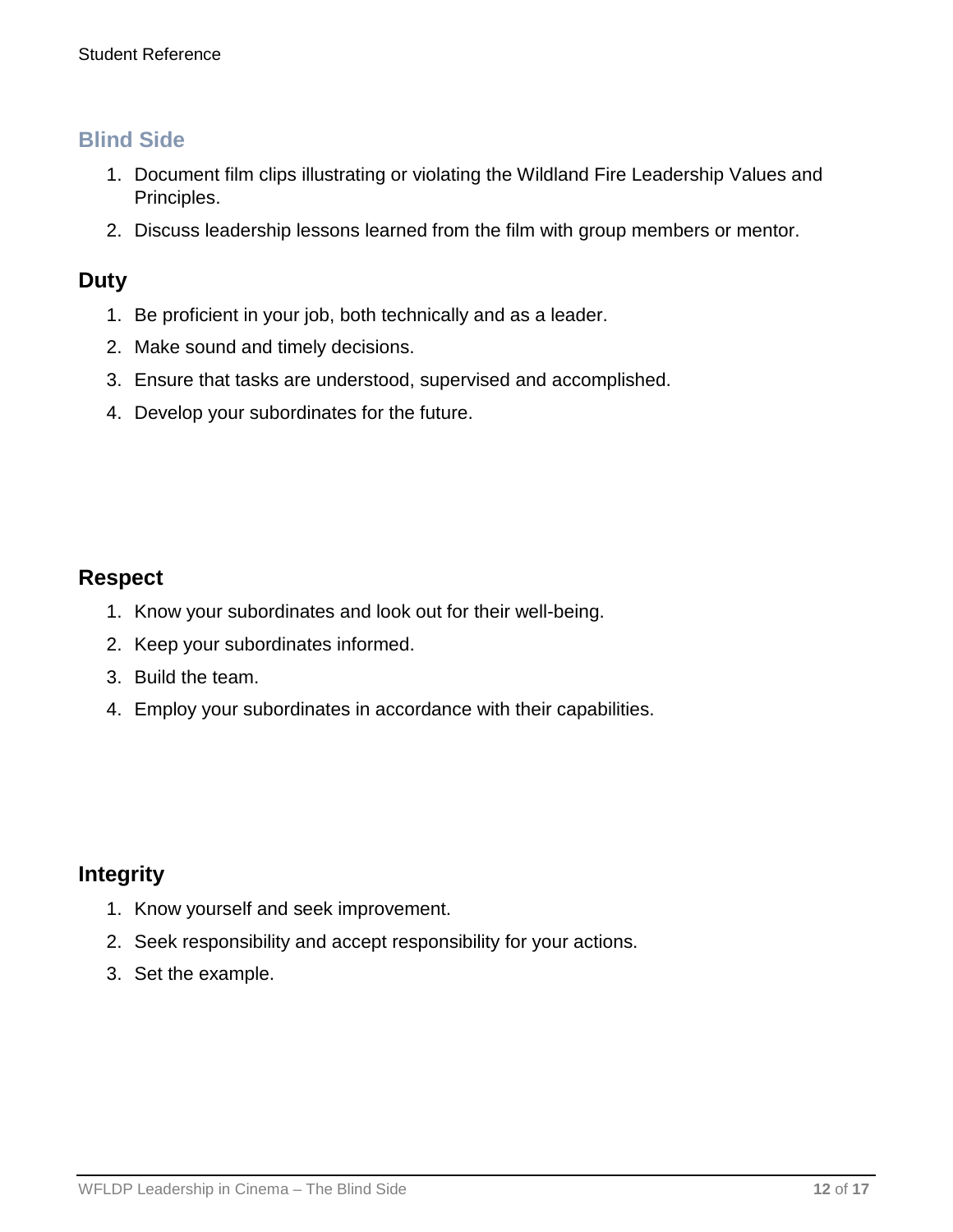## Blind Side

1. Document film clips illustrating or violating the Wildland Fire Leadership Values and Principles.
2. Discuss leadership lessons learned from the film with group members or mentor.

### Duty

1. Be proficient in your job, both technically and as a leader.
2. Make sound and timely decisions.
3. Ensure that tasks are understood, supervised and accomplished.
4. Develop your subordinates for the future.

### Respect

1. Know your subordinates and look out for their well-being.
2. Keep your subordinates informed.
3. Build the team.
4. Employ your subordinates in accordance with their capabilities.

### Integrity

1. Know yourself and seek improvement.
2. Seek responsibility and accept responsibility for your actions.
3. Set the example.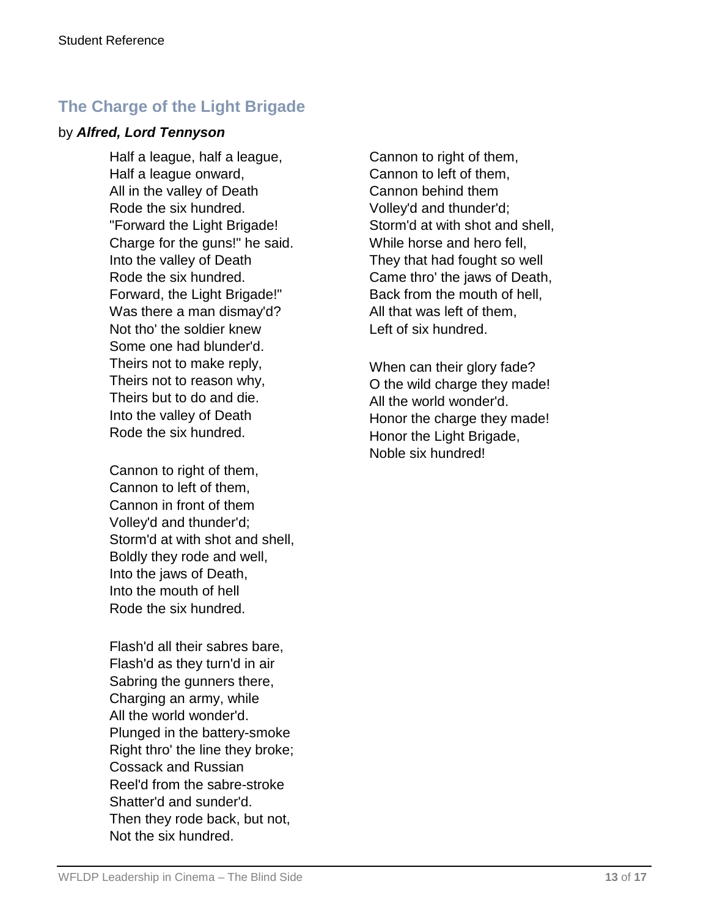## The Charge of the Light Brigade

by ***Alfred, Lord Tennyson***

Half a league, half a league,  
Half a league onward,  
All in the valley of Death  
Rode the six hundred.  
"Forward the Light Brigade!  
Charge for the guns!" he said.  
Into the valley of Death  
Rode the six hundred.  
Forward, the Light Brigade!"  
Was there a man dismay'd?  
Not tho' the soldier knew  
Some one had blunder'd.  
Theirs not to make reply,  
Theirs not to reason why,  
Theirs but to do and die.  
Into the valley of Death  
Rode the six hundred.

Cannon to right of them,  
Cannon to left of them,  
Cannon in front of them  
Volley'd and thunder'd;  
Storm'd at with shot and shell,  
Boldly they rode and well,  
Into the jaws of Death,  
Into the mouth of hell  
Rode the six hundred.

Flash'd all their sabres bare,  
Flash'd as they turn'd in air  
Sabring the gunners there,  
Charging an army, while  
All the world wonder'd.  
Plunged in the battery-smoke  
Right thro' the line they broke;  
Cossack and Russian  
Reel'd from the sabre-stroke  
Shatter'd and sunder'd.  
Then they rode back, but not,  
Not the six hundred.

Cannon to right of them,  
Cannon to left of them,  
Cannon behind them  
Volley'd and thunder'd;  
Storm'd at with shot and shell,  
While horse and hero fell,  
They that had fought so well  
Came thro' the jaws of Death,  
Back from the mouth of hell,  
All that was left of them,  
Left of six hundred.

When can their glory fade?  
O the wild charge they made!  
All the world wonder'd.  
Honor the charge they made!  
Honor the Light Brigade,  
Noble six hundred!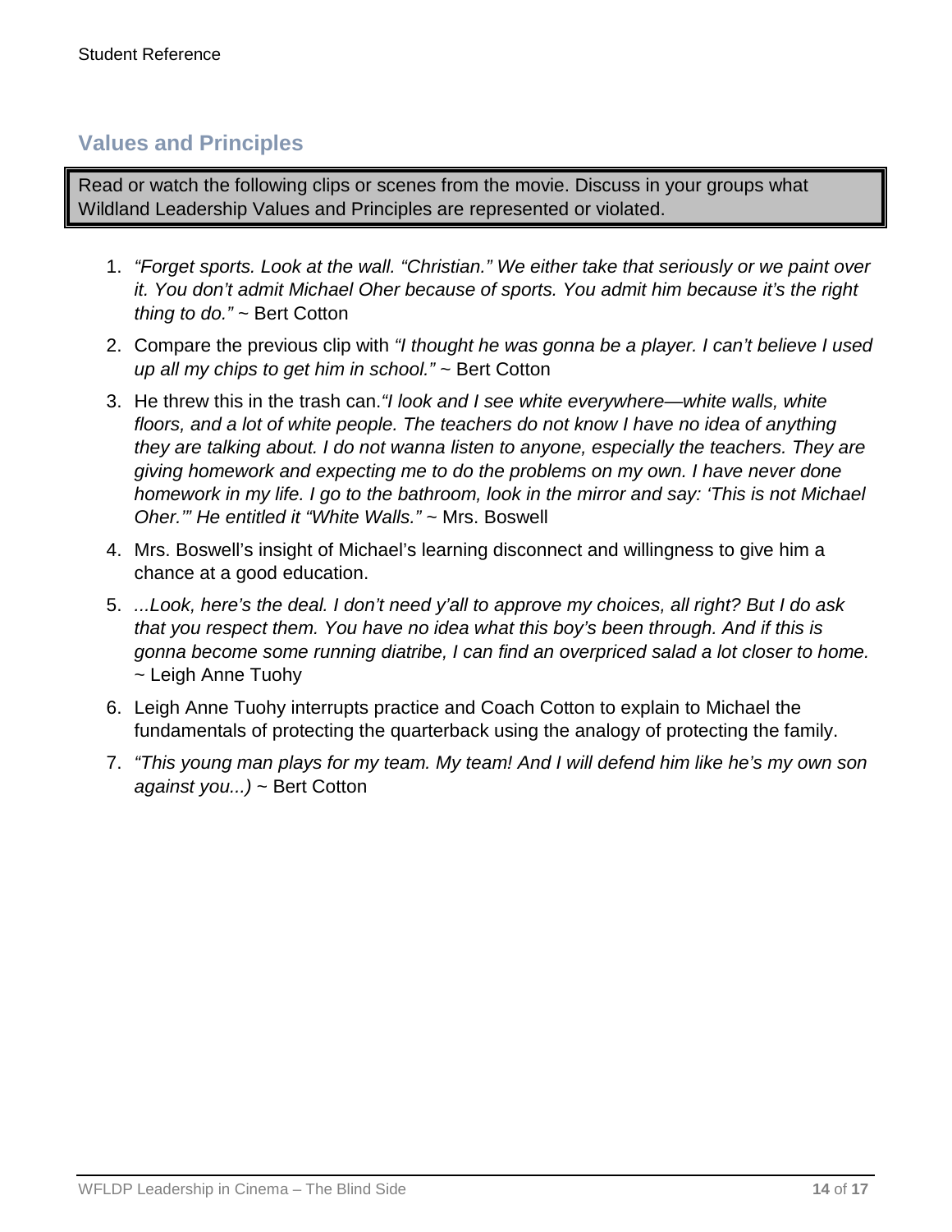## Values and Principles

Read or watch the following clips or scenes from the movie. Discuss in your groups what Wildland Leadership Values and Principles are represented or violated.

1. *"Forget sports. Look at the wall. "Christian." We either take that seriously or we paint over it. You don't admit Michael Oher because of sports. You admit him because it's the right thing to do."* ~ Bert Cotton
2. Compare the previous clip with *"I thought he was gonna be a player. I can't believe I used up all my chips to get him in school."* ~ Bert Cotton
3. He threw this in the trash can.*"I look and I see white everywhere—white walls, white floors, and a lot of white people. The teachers do not know I have no idea of anything they are talking about. I do not wanna listen to anyone, especially the teachers. They are giving homework and expecting me to do the problems on my own. I have never done homework in my life. I go to the bathroom, look in the mirror and say: 'This is not Michael Oher.'" He entitled it "White Walls."* ~ Mrs. Boswell
4. Mrs. Boswell's insight of Michael's learning disconnect and willingness to give him a chance at a good education.
5. *...Look, here's the deal. I don't need y'all to approve my choices, all right? But I do ask that you respect them. You have no idea what this boy's been through. And if this is gonna become some running diatribe, I can find an overpriced salad a lot closer to home.* ~ Leigh Anne Tuohy
6. Leigh Anne Tuohy interrupts practice and Coach Cotton to explain to Michael the fundamentals of protecting the quarterback using the analogy of protecting the family.
7. *"This young man plays for my team. My team! And I will defend him like he's my own son against you...)* ~ Bert Cotton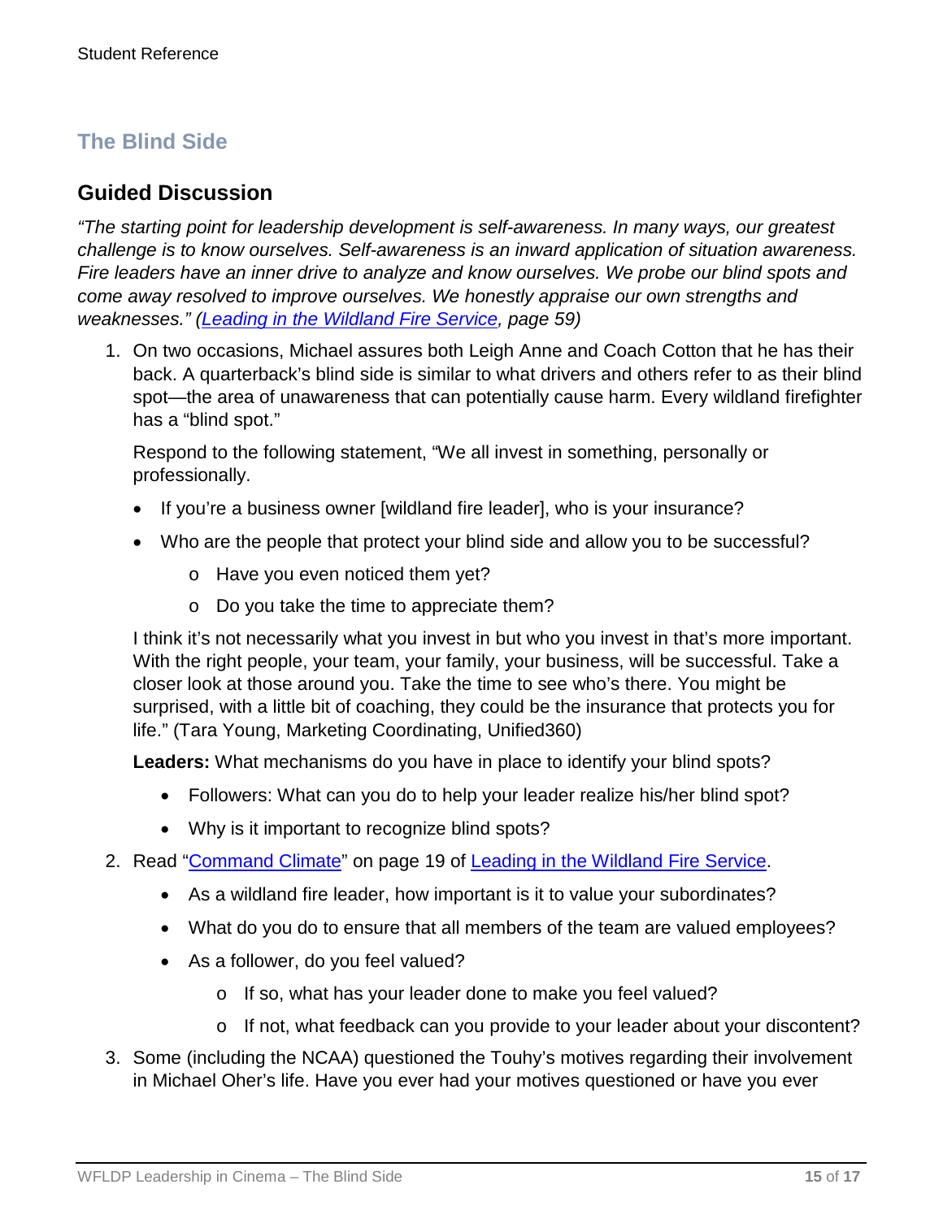## The Blind Side

## Guided Discussion

*"The starting point for leadership development is self-awareness. In many ways, our greatest challenge is to know ourselves. Self-awareness is an inward application of situation awareness. Fire leaders have an inner drive to analyze and know ourselves. We probe our blind spots and come away resolved to improve ourselves. We honestly appraise our own strengths and weaknesses." ([Leading in the Wildland Fire Service](), page 59)*

1. On two occasions, Michael assures both Leigh Anne and Coach Cotton that he has their back. A quarterback's blind side is similar to what drivers and others refer to as their blind spot—the area of unawareness that can potentially cause harm. Every wildland firefighter has a "blind spot."

   Respond to the following statement, "We all invest in something, personally or professionally.

   - If you're a business owner [wildland fire leader], who is your insurance?
   - Who are the people that protect your blind side and allow you to be successful?
     - Have you even noticed them yet?
     - Do you take the time to appreciate them?

   I think it's not necessarily what you invest in but who you invest in that's more important. With the right people, your team, your family, your business, will be successful. Take a closer look at those around you. Take the time to see who's there. You might be surprised, with a little bit of coaching, they could be the insurance that protects you for life." (Tara Young, Marketing Coordinating, Unified360)

   **Leaders:** What mechanisms do you have in place to identify your blind spots?

   - Followers: What can you do to help your leader realize his/her blind spot?
   - Why is it important to recognize blind spots?

2. Read "[Command Climate]()" on page 19 of [Leading in the Wildland Fire Service]().
   - As a wildland fire leader, how important is it to value your subordinates?
   - What do you do to ensure that all members of the team are valued employees?
   - As a follower, do you feel valued?
     - If so, what has your leader done to make you feel valued?
     - If not, what feedback can you provide to your leader about your discontent?

3. Some (including the NCAA) questioned the Touhy's motives regarding their involvement in Michael Oher's life. Have you ever had your motives questioned or have you ever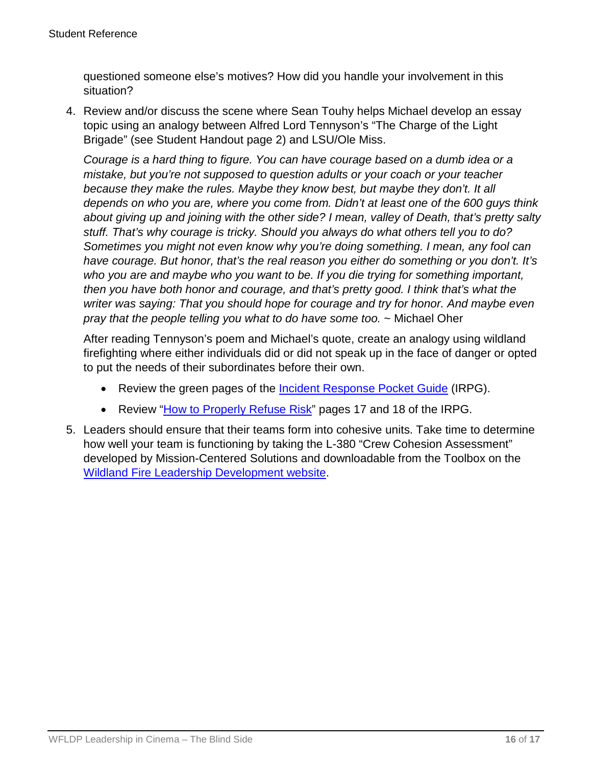questioned someone else's motives? How did you handle your involvement in this situation?

4. Review and/or discuss the scene where Sean Touhy helps Michael develop an essay topic using an analogy between Alfred Lord Tennyson's "The Charge of the Light Brigade" (see Student Handout page 2) and LSU/Ole Miss.

   *Courage is a hard thing to figure. You can have courage based on a dumb idea or a mistake, but you're not supposed to question adults or your coach or your teacher because they make the rules. Maybe they know best, but maybe they don't. It all depends on who you are, where you come from. Didn't at least one of the 600 guys think about giving up and joining with the other side? I mean, valley of Death, that's pretty salty stuff. That's why courage is tricky. Should you always do what others tell you to do? Sometimes you might not even know why you're doing something. I mean, any fool can have courage. But honor, that's the real reason you either do something or you don't. It's who you are and maybe who you want to be. If you die trying for something important, then you have both honor and courage, and that's pretty good. I think that's what the writer was saying: That you should hope for courage and try for honor. And maybe even pray that the people telling you what to do have some too.* ~ Michael Oher

   After reading Tennyson's poem and Michael's quote, create an analogy using wildland firefighting where either individuals did or did not speak up in the face of danger or opted to put the needs of their subordinates before their own.

   - Review the green pages of the Incident Response Pocket Guide (IRPG).
   - Review "How to Properly Refuse Risk" pages 17 and 18 of the IRPG.

5. Leaders should ensure that their teams form into cohesive units. Take time to determine how well your team is functioning by taking the L-380 "Crew Cohesion Assessment" developed by Mission-Centered Solutions and downloadable from the Toolbox on the Wildland Fire Leadership Development website.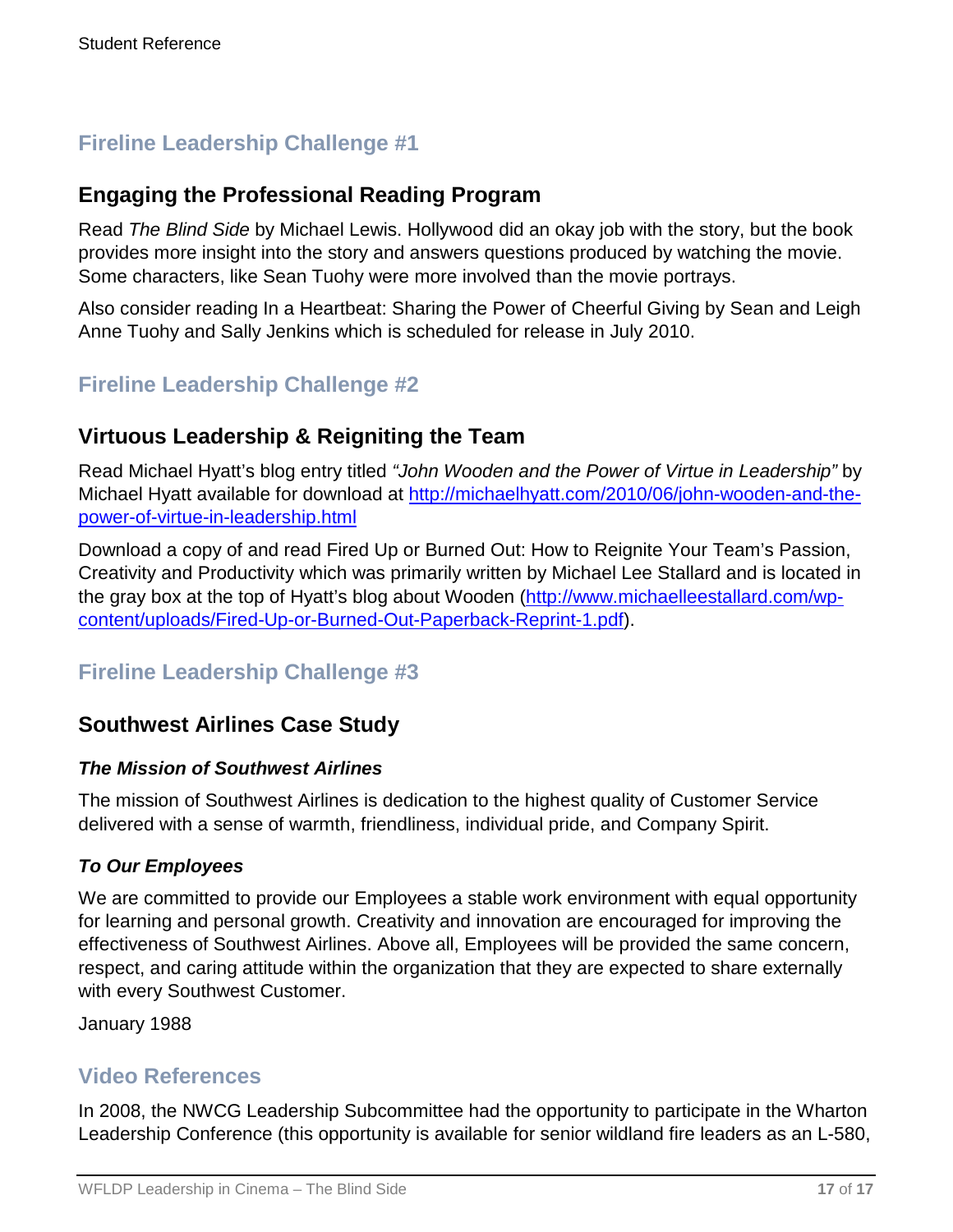## Fireline Leadership Challenge #1

## Engaging the Professional Reading Program

Read *The Blind Side* by Michael Lewis. Hollywood did an okay job with the story, but the book provides more insight into the story and answers questions produced by watching the movie. Some characters, like Sean Tuohy were more involved than the movie portrays.

Also consider reading In a Heartbeat: Sharing the Power of Cheerful Giving by Sean and Leigh Anne Tuohy and Sally Jenkins which is scheduled for release in July 2010.

## Fireline Leadership Challenge #2

## Virtuous Leadership & Reigniting the Team

Read Michael Hyatt's blog entry titled *"John Wooden and the Power of Virtue in Leadership"* by Michael Hyatt available for download at [http://michaelhyatt.com/2010/06/john-wooden-and-the-power-of-virtue-in-leadership.html](http://michaelhyatt.com/2010/06/john-wooden-and-the-power-of-virtue-in-leadership.html)

Download a copy of and read Fired Up or Burned Out: How to Reignite Your Team's Passion, Creativity and Productivity which was primarily written by Michael Lee Stallard and is located in the gray box at the top of Hyatt's blog about Wooden ([http://www.michaelleestallard.com/wp-content/uploads/Fired-Up-or-Burned-Out-Paperback-Reprint-1.pdf](http://www.michaelleestallard.com/wp-content/uploads/Fired-Up-or-Burned-Out-Paperback-Reprint-1.pdf)).

## Fireline Leadership Challenge #3

## Southwest Airlines Case Study

### *The Mission of Southwest Airlines*

The mission of Southwest Airlines is dedication to the highest quality of Customer Service delivered with a sense of warmth, friendliness, individual pride, and Company Spirit.

### *To Our Employees*

We are committed to provide our Employees a stable work environment with equal opportunity for learning and personal growth. Creativity and innovation are encouraged for improving the effectiveness of Southwest Airlines. Above all, Employees will be provided the same concern, respect, and caring attitude within the organization that they are expected to share externally with every Southwest Customer.

January 1988

## Video References

In 2008, the NWCG Leadership Subcommittee had the opportunity to participate in the Wharton Leadership Conference (this opportunity is available for senior wildland fire leaders as an L-580,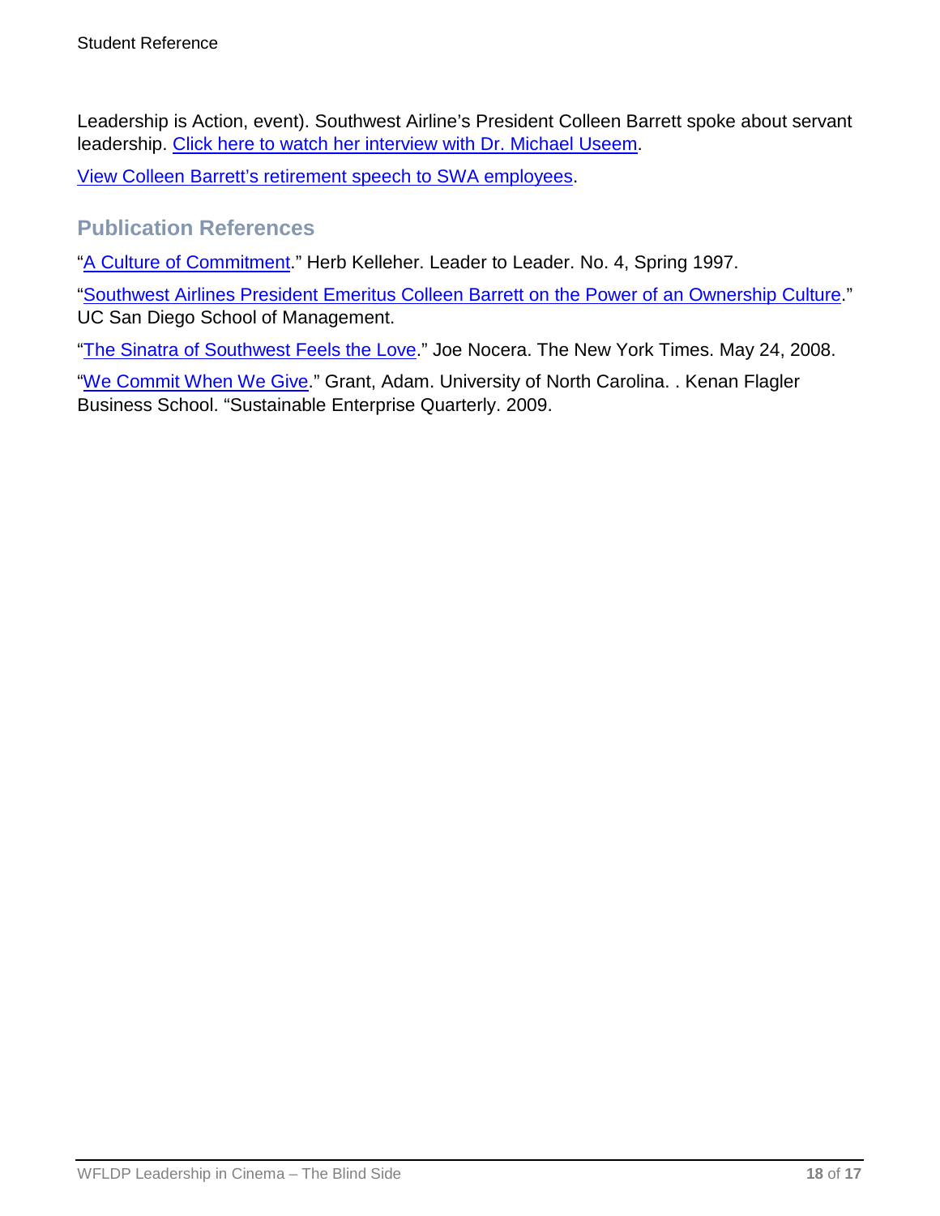Leadership is Action, event). Southwest Airline's President Colleen Barrett spoke about servant leadership. Click here to watch her interview with Dr. Michael Useem.

View Colleen Barrett's retirement speech to SWA employees.

## Publication References

"A Culture of Commitment." Herb Kelleher. Leader to Leader. No. 4, Spring 1997.

"Southwest Airlines President Emeritus Colleen Barrett on the Power of an Ownership Culture." UC San Diego School of Management.

"The Sinatra of Southwest Feels the Love." Joe Nocera. The New York Times. May 24, 2008.

"We Commit When We Give." Grant, Adam. University of North Carolina. . Kenan Flagler Business School. "Sustainable Enterprise Quarterly. 2009.